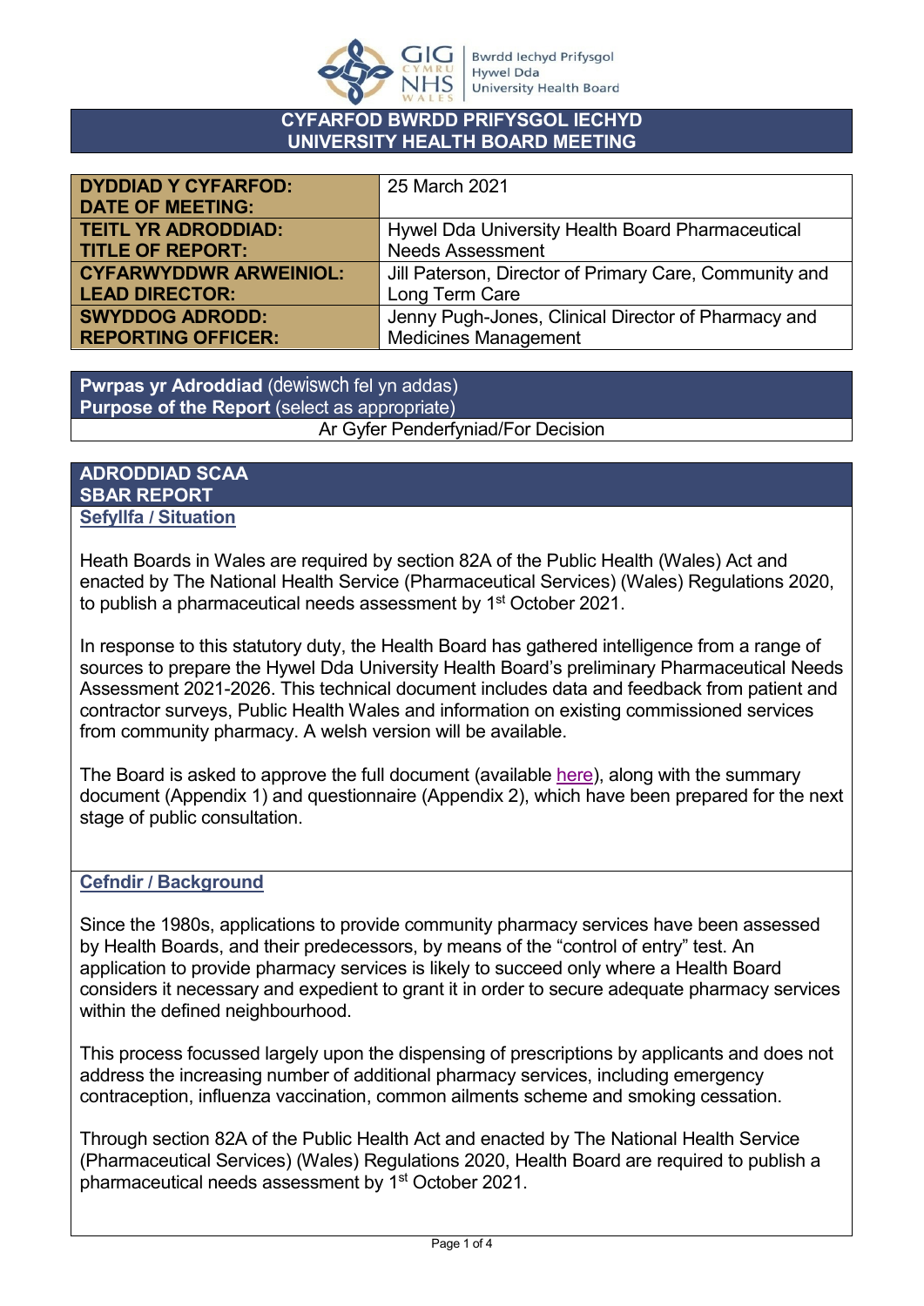Bwrdd Iechyd Prifysgol Hywel Dda University Health Board

# CYFARFOD BWRDD PRIFYSGOL IECHYD
# UNIVERSITY HEALTH BOARD MEETING

| | |
|---|---|
| **DYDDIAD Y CYFARFOD: DATE OF MEETING:** | 25 March 2021 |
| **TEITL YR ADRODDIAD: TITLE OF REPORT:** | Hywel Dda University Health Board Pharmaceutical Needs Assessment |
| **CYFARWYDDWR ARWEINIOL: LEAD DIRECTOR:** | Jill Paterson, Director of Primary Care, Community and Long Term Care |
| **SWYDDOG ADRODD: REPORTING OFFICER:** | Jenny Pugh-Jones, Clinical Director of Pharmacy and Medicines Management |

| **Pwrpas yr Adroddiad** (dewiswch fel yn addas) **Purpose of the Report** (select as appropriate) |
|---|
| Ar Gyfer Penderfyniad/For Decision |

## ADRODDIAD SCAA
## SBAR REPORT

### Sefyllfa / Situation

Heath Boards in Wales are required by section 82A of the Public Health (Wales) Act and enacted by The National Health Service (Pharmaceutical Services) (Wales) Regulations 2020, to publish a pharmaceutical needs assessment by 1st October 2021.

In response to this statutory duty, the Health Board has gathered intelligence from a range of sources to prepare the Hywel Dda University Health Board's preliminary Pharmaceutical Needs Assessment 2021-2026. This technical document includes data and feedback from patient and contractor surveys, Public Health Wales and information on existing commissioned services from community pharmacy. A welsh version will be available.

The Board is asked to approve the full document (available here), along with the summary document (Appendix 1) and questionnaire (Appendix 2), which have been prepared for the next stage of public consultation.

### Cefndir / Background

Since the 1980s, applications to provide community pharmacy services have been assessed by Health Boards, and their predecessors, by means of the "control of entry" test. An application to provide pharmacy services is likely to succeed only where a Health Board considers it necessary and expedient to grant it in order to secure adequate pharmacy services within the defined neighbourhood.

This process focussed largely upon the dispensing of prescriptions by applicants and does not address the increasing number of additional pharmacy services, including emergency contraception, influenza vaccination, common ailments scheme and smoking cessation.

Through section 82A of the Public Health Act and enacted by The National Health Service (Pharmaceutical Services) (Wales) Regulations 2020, Health Board are required to publish a pharmaceutical needs assessment by 1st October 2021.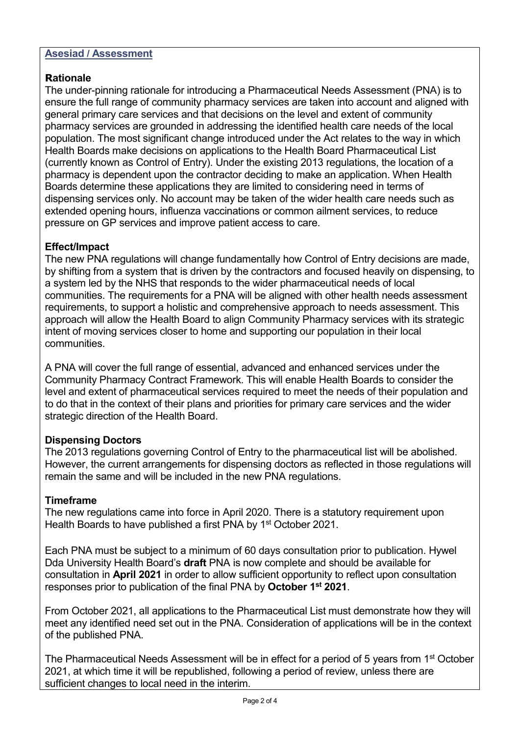## Asesiad / Assessment

### Rationale

The under-pinning rationale for introducing a Pharmaceutical Needs Assessment (PNA) is to ensure the full range of community pharmacy services are taken into account and aligned with general primary care services and that decisions on the level and extent of community pharmacy services are grounded in addressing the identified health care needs of the local population. The most significant change introduced under the Act relates to the way in which Health Boards make decisions on applications to the Health Board Pharmaceutical List (currently known as Control of Entry). Under the existing 2013 regulations, the location of a pharmacy is dependent upon the contractor deciding to make an application. When Health Boards determine these applications they are limited to considering need in terms of dispensing services only. No account may be taken of the wider health care needs such as extended opening hours, influenza vaccinations or common ailment services, to reduce pressure on GP services and improve patient access to care.

### Effect/Impact

The new PNA regulations will change fundamentally how Control of Entry decisions are made, by shifting from a system that is driven by the contractors and focused heavily on dispensing, to a system led by the NHS that responds to the wider pharmaceutical needs of local communities. The requirements for a PNA will be aligned with other health needs assessment requirements, to support a holistic and comprehensive approach to needs assessment. This approach will allow the Health Board to align Community Pharmacy services with its strategic intent of moving services closer to home and supporting our population in their local communities.

A PNA will cover the full range of essential, advanced and enhanced services under the Community Pharmacy Contract Framework. This will enable Health Boards to consider the level and extent of pharmaceutical services required to meet the needs of their population and to do that in the context of their plans and priorities for primary care services and the wider strategic direction of the Health Board.

### Dispensing Doctors

The 2013 regulations governing Control of Entry to the pharmaceutical list will be abolished. However, the current arrangements for dispensing doctors as reflected in those regulations will remain the same and will be included in the new PNA regulations.

### Timeframe

The new regulations came into force in April 2020. There is a statutory requirement upon Health Boards to have published a first PNA by 1st October 2021.

Each PNA must be subject to a minimum of 60 days consultation prior to publication. Hywel Dda University Health Board's **draft** PNA is now complete and should be available for consultation in **April 2021** in order to allow sufficient opportunity to reflect upon consultation responses prior to publication of the final PNA by **October 1st 2021**.

From October 2021, all applications to the Pharmaceutical List must demonstrate how they will meet any identified need set out in the PNA. Consideration of applications will be in the context of the published PNA.

The Pharmaceutical Needs Assessment will be in effect for a period of 5 years from 1st October 2021, at which time it will be republished, following a period of review, unless there are sufficient changes to local need in the interim.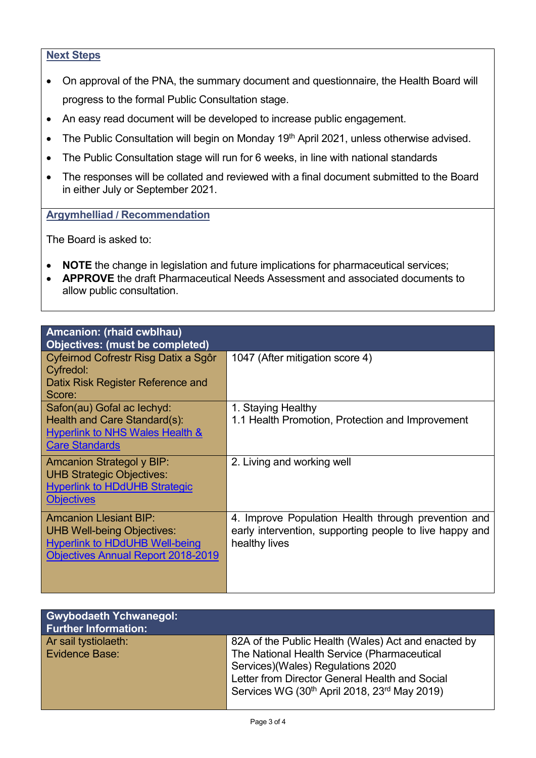**Next Steps**

- On approval of the PNA, the summary document and questionnaire, the Health Board will progress to the formal Public Consultation stage.
- An easy read document will be developed to increase public engagement.
- The Public Consultation will begin on Monday 19th April 2021, unless otherwise advised.
- The Public Consultation stage will run for 6 weeks, in line with national standards
- The responses will be collated and reviewed with a final document submitted to the Board in either July or September 2021.

**Argymhelliad / Recommendation**

The Board is asked to:

- **NOTE** the change in legislation and future implications for pharmaceutical services;
- **APPROVE** the draft Pharmaceutical Needs Assessment and associated documents to allow public consultation.

| Amcanion: (rhaid cwblhau)<br>Objectives: (must be completed) | |
|---|---|
| Cyfeirnod Cofrestr Risg Datix a Sgôr Cyfredol:<br>Datix Risk Register Reference and Score: | 1047 (After mitigation score 4) |
| Safon(au) Gofal ac Iechyd:<br>Health and Care Standard(s):<br>Hyperlink to NHS Wales Health & Care Standards | 1. Staying Healthy<br>1.1 Health Promotion, Protection and Improvement |
| Amcanion Strategol y BIP:<br>UHB Strategic Objectives:<br>Hyperlink to HDdUHB Strategic Objectives | 2. Living and working well |
| Amcanion Llesiant BIP:<br>UHB Well-being Objectives:<br>Hyperlink to HDdUHB Well-being Objectives Annual Report 2018-2019 | 4. Improve Population Health through prevention and early intervention, supporting people to live happy and healthy lives |

| Gwybodaeth Ychwanegol:<br>Further Information: | |
|---|---|
| Ar sail tystiolaeth:<br>Evidence Base: | 82A of the Public Health (Wales) Act and enacted by The National Health Service (Pharmaceutical Services)(Wales) Regulations 2020<br>Letter from Director General Health and Social Services WG (30th April 2018, 23rd May 2019) |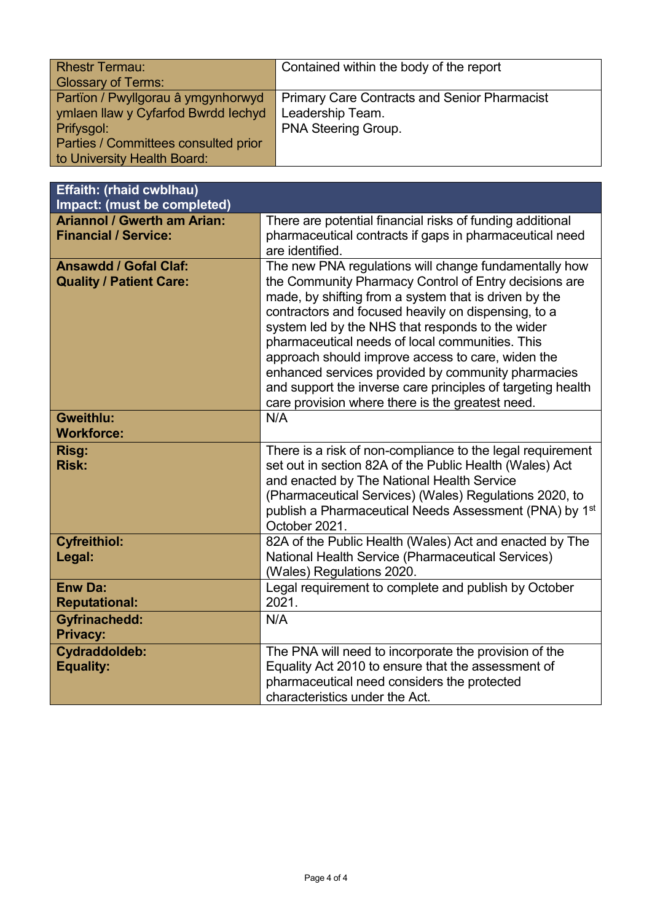| | |
|---|---|
| Rhestr Termau:<br>Glossary of Terms: | Contained within the body of the report |
| Partïon / Pwyllgorau â ymgynhorwyd ymlaen llaw y Cyfarfod Bwrdd Iechyd Prifysgol:<br>Parties / Committees consulted prior to University Health Board: | Primary Care Contracts and Senior Pharmacist Leadership Team.<br>PNA Steering Group. |

| **Effaith: (rhaid cwblhau)<br>Impact: (must be completed)** | |
|---|---|
| **Ariannol / Gwerth am Arian:<br>Financial / Service:** | There are potential financial risks of funding additional pharmaceutical contracts if gaps in pharmaceutical need are identified. |
| **Ansawdd / Gofal Claf:<br>Quality / Patient Care:** | The new PNA regulations will change fundamentally how the Community Pharmacy Control of Entry decisions are made, by shifting from a system that is driven by the contractors and focused heavily on dispensing, to a system led by the NHS that responds to the wider pharmaceutical needs of local communities. This approach should improve access to care, widen the enhanced services provided by community pharmacies and support the inverse care principles of targeting health care provision where there is the greatest need. |
| **Gweithlu:<br>Workforce:** | N/A |
| **Risg:<br>Risk:** | There is a risk of non-compliance to the legal requirement set out in section 82A of the Public Health (Wales) Act and enacted by The National Health Service (Pharmaceutical Services) (Wales) Regulations 2020, to publish a Pharmaceutical Needs Assessment (PNA) by 1st October 2021. |
| **Cyfreithiol:<br>Legal:** | 82A of the Public Health (Wales) Act and enacted by The National Health Service (Pharmaceutical Services) (Wales) Regulations 2020. |
| **Enw Da:<br>Reputational:** | Legal requirement to complete and publish by October 2021. |
| **Gyfrinachedd:<br>Privacy:** | N/A |
| **Cydraddoldeb:<br>Equality:** | The PNA will need to incorporate the provision of the Equality Act 2010 to ensure that the assessment of pharmaceutical need considers the protected characteristics under the Act. |